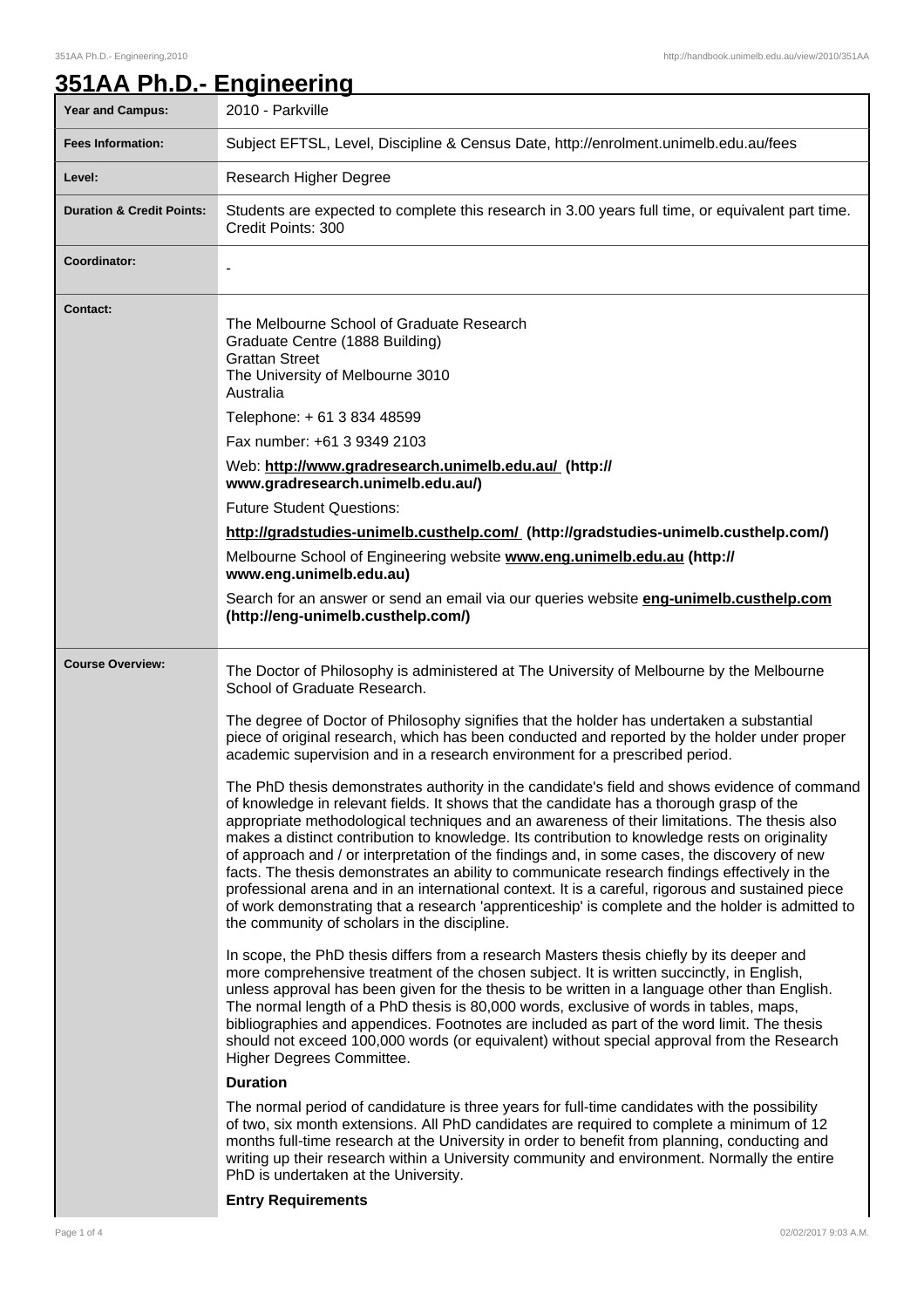# 351AA Ph.D.- Engineering

| **Year and Campus:** | 2010 - Parkville |
| --- | --- |
| **Fees Information:** | Subject EFTSL, Level, Discipline & Census Date, http://enrolment.unimelb.edu.au/fees |
| **Level:** | Research Higher Degree |
| **Duration & Credit Points:** | Students are expected to complete this research in 3.00 years full time, or equivalent part time. Credit Points: 300 |
| **Coordinator:** | - |
| **Contact:** | The Melbourne School of Graduate Research<br>Graduate Centre (1888 Building)<br>Grattan Street<br>The University of Melbourne 3010<br>Australia<br><br>Telephone: + 61 3 834 48599<br><br>Fax number: +61 3 9349 2103<br><br>Web: **http://www.gradresearch.unimelb.edu.au/ (http://www.gradresearch.unimelb.edu.au/)**<br><br>Future Student Questions:<br><br>**http://gradstudies-unimelb.custhelp.com/ (http://gradstudies-unimelb.custhelp.com/)**<br><br>Melbourne School of Engineering website **www.eng.unimelb.edu.au (http://www.eng.unimelb.edu.au)**<br><br>Search for an answer or send an email via our queries website **eng-unimelb.custhelp.com (http://eng-unimelb.custhelp.com/)** |
| **Course Overview:** | The Doctor of Philosophy is administered at The University of Melbourne by the Melbourne School of Graduate Research.<br><br>The degree of Doctor of Philosophy signifies that the holder has undertaken a substantial piece of original research, which has been conducted and reported by the holder under proper academic supervision and in a research environment for a prescribed period.<br><br>The PhD thesis demonstrates authority in the candidate's field and shows evidence of command of knowledge in relevant fields. It shows that the candidate has a thorough grasp of the appropriate methodological techniques and an awareness of their limitations. The thesis also makes a distinct contribution to knowledge. Its contribution to knowledge rests on originality of approach and / or interpretation of the findings and, in some cases, the discovery of new facts. The thesis demonstrates an ability to communicate research findings effectively in the professional arena and in an international context. It is a careful, rigorous and sustained piece of work demonstrating that a research 'apprenticeship' is complete and the holder is admitted to the community of scholars in the discipline.<br><br>In scope, the PhD thesis differs from a research Masters thesis chiefly by its deeper and more comprehensive treatment of the chosen subject. It is written succinctly, in English, unless approval has been given for the thesis to be written in a language other than English. The normal length of a PhD thesis is 80,000 words, exclusive of words in tables, maps, bibliographies and appendices. Footnotes are included as part of the word limit. The thesis should not exceed 100,000 words (or equivalent) without special approval from the Research Higher Degrees Committee.<br><br>**Duration**<br><br>The normal period of candidature is three years for full-time candidates with the possibility of two, six month extensions. All PhD candidates are required to complete a minimum of 12 months full-time research at the University in order to benefit from planning, conducting and writing up their research within a University community and environment. Normally the entire PhD is undertaken at the University.<br><br>**Entry Requirements** |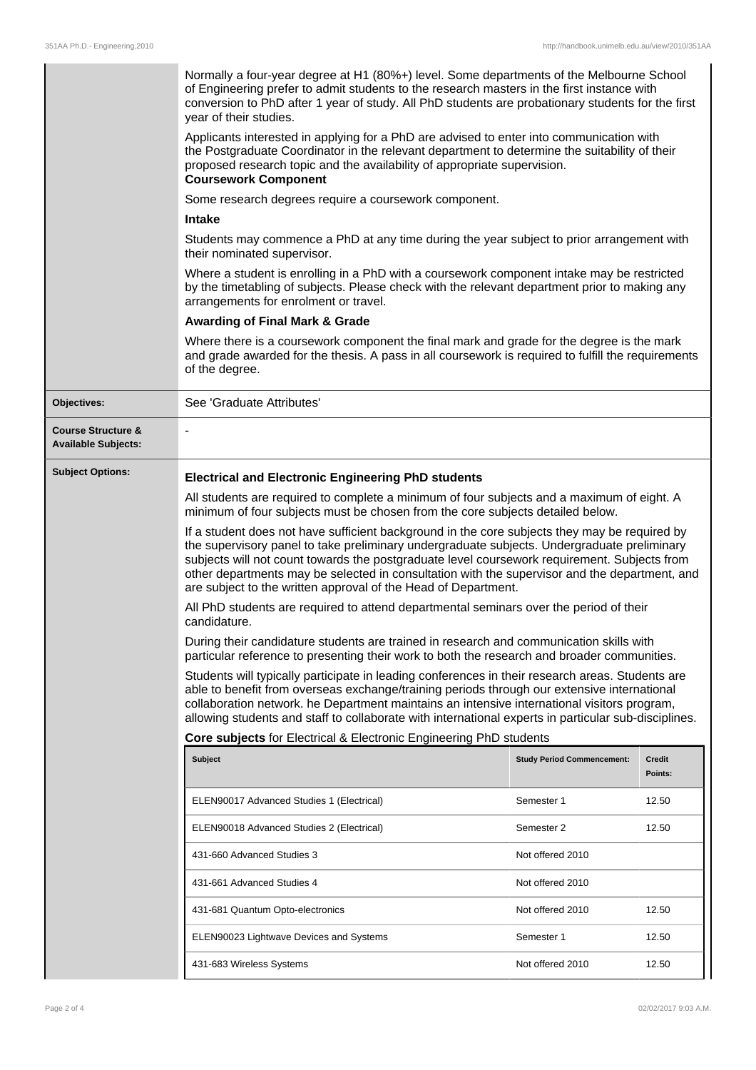Normally a four-year degree at H1 (80%+) level. Some departments of the Melbourne School of Engineering prefer to admit students to the research masters in the first instance with conversion to PhD after 1 year of study. All PhD students are probationary students for the first year of their studies.

Applicants interested in applying for a PhD are advised to enter into communication with the Postgraduate Coordinator in the relevant department to determine the suitability of their proposed research topic and the availability of appropriate supervision.

**Coursework Component**

Some research degrees require a coursework component.

**Intake**

Students may commence a PhD at any time during the year subject to prior arrangement with their nominated supervisor.

Where a student is enrolling in a PhD with a coursework component intake may be restricted by the timetabling of subjects. Please check with the relevant department prior to making any arrangements for enrolment or travel.

**Awarding of Final Mark & Grade**

Where there is a coursework component the final mark and grade for the degree is the mark and grade awarded for the thesis. A pass in all coursework is required to fulfill the requirements of the degree.

**Objectives:** See 'Graduate Attributes'

**Course Structure & Available Subjects:** -

**Subject Options:**

**Electrical and Electronic Engineering PhD students**

All students are required to complete a minimum of four subjects and a maximum of eight. A minimum of four subjects must be chosen from the core subjects detailed below.

If a student does not have sufficient background in the core subjects they may be required by the supervisory panel to take preliminary undergraduate subjects. Undergraduate preliminary subjects will not count towards the postgraduate level coursework requirement. Subjects from other departments may be selected in consultation with the supervisor and the department, and are subject to the written approval of the Head of Department.

All PhD students are required to attend departmental seminars over the period of their candidature.

During their candidature students are trained in research and communication skills with particular reference to presenting their work to both the research and broader communities.

Students will typically participate in leading conferences in their research areas. Students are able to benefit from overseas exchange/training periods through our extensive international collaboration network. he Department maintains an intensive international visitors program, allowing students and staff to collaborate with international experts in particular sub-disciplines.

**Core subjects** for Electrical & Electronic Engineering PhD students

| Subject | Study Period Commencement: | Credit Points: |
|---|---|---|
| ELEN90017 Advanced Studies 1 (Electrical) | Semester 1 | 12.50 |
| ELEN90018 Advanced Studies 2 (Electrical) | Semester 2 | 12.50 |
| 431-660 Advanced Studies 3 | Not offered 2010 | |
| 431-661 Advanced Studies 4 | Not offered 2010 | |
| 431-681 Quantum Opto-electronics | Not offered 2010 | 12.50 |
| ELEN90023 Lightwave Devices and Systems | Semester 1 | 12.50 |
| 431-683 Wireless Systems | Not offered 2010 | 12.50 |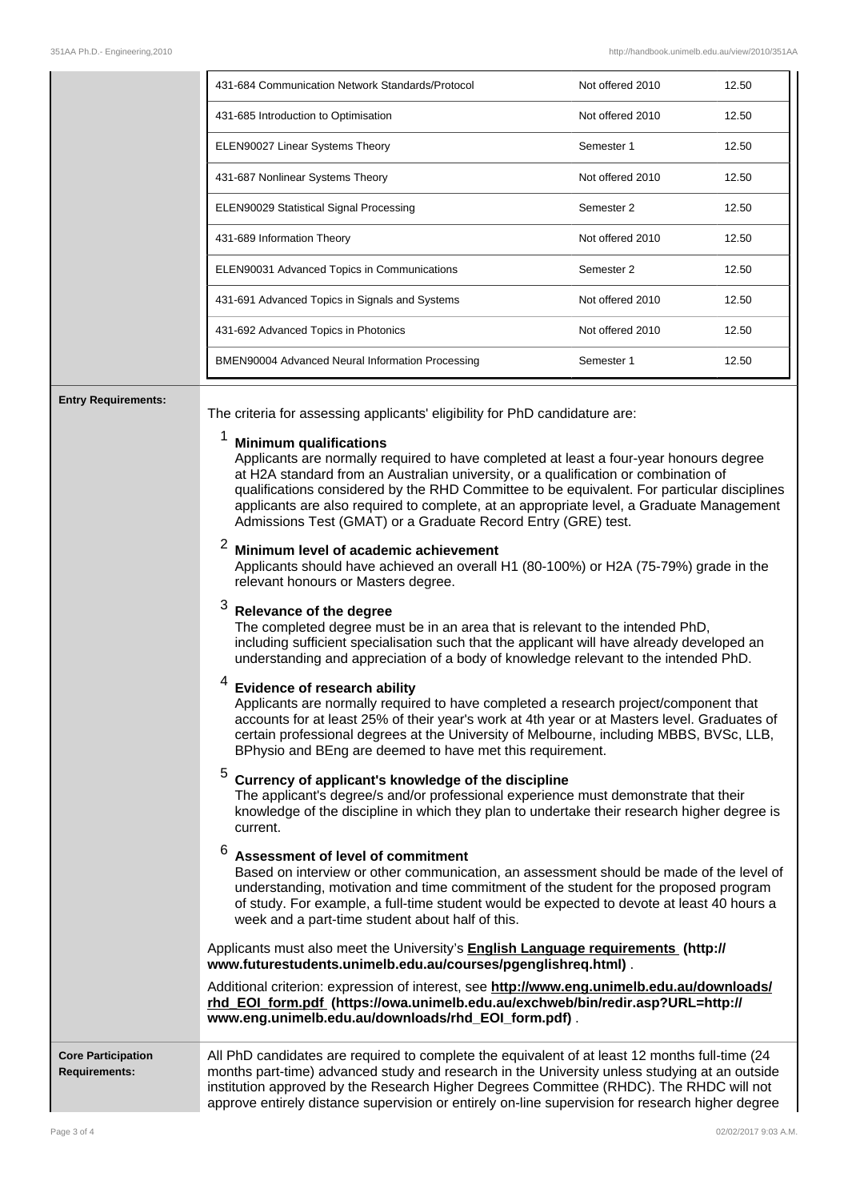| | | |
|---|---|---|
| 431-684 Communication Network Standards/Protocol | Not offered 2010 | 12.50 |
| 431-685 Introduction to Optimisation | Not offered 2010 | 12.50 |
| ELEN90027 Linear Systems Theory | Semester 1 | 12.50 |
| 431-687 Nonlinear Systems Theory | Not offered 2010 | 12.50 |
| ELEN90029 Statistical Signal Processing | Semester 2 | 12.50 |
| 431-689 Information Theory | Not offered 2010 | 12.50 |
| ELEN90031 Advanced Topics in Communications | Semester 2 | 12.50 |
| 431-691 Advanced Topics in Signals and Systems | Not offered 2010 | 12.50 |
| 431-692 Advanced Topics in Photonics | Not offered 2010 | 12.50 |
| BMEN90004 Advanced Neural Information Processing | Semester 1 | 12.50 |

**Entry Requirements:**

The criteria for assessing applicants' eligibility for PhD candidature are:

1. **Minimum qualifications**
   Applicants are normally required to have completed at least a four-year honours degree at H2A standard from an Australian university, or a qualification or combination of qualifications considered by the RHD Committee to be equivalent. For particular disciplines applicants are also required to complete, at an appropriate level, a Graduate Management Admissions Test (GMAT) or a Graduate Record Entry (GRE) test.

2. **Minimum level of academic achievement**
   Applicants should have achieved an overall H1 (80-100%) or H2A (75-79%) grade in the relevant honours or Masters degree.

3. **Relevance of the degree**
   The completed degree must be in an area that is relevant to the intended PhD, including sufficient specialisation such that the applicant will have already developed an understanding and appreciation of a body of knowledge relevant to the intended PhD.

4. **Evidence of research ability**
   Applicants are normally required to have completed a research project/component that accounts for at least 25% of their year's work at 4th year or at Masters level. Graduates of certain professional degrees at the University of Melbourne, including MBBS, BVSc, LLB, BPhysio and BEng are deemed to have met this requirement.

5. **Currency of applicant's knowledge of the discipline**
   The applicant's degree/s and/or professional experience must demonstrate that their knowledge of the discipline in which they plan to undertake their research higher degree is current.

6. **Assessment of level of commitment**
   Based on interview or other communication, an assessment should be made of the level of understanding, motivation and time commitment of the student for the proposed program of study. For example, a full-time student would be expected to devote at least 40 hours a week and a part-time student about half of this.

Applicants must also meet the University's **English Language requirements (http://www.futurestudents.unimelb.edu.au/courses/pgenglishreq.html)** .

Additional criterion: expression of interest, see **http://www.eng.unimelb.edu.au/downloads/rhd_EOI_form.pdf (https://owa.unimelb.edu.au/exchweb/bin/redir.asp?URL=http://www.eng.unimelb.edu.au/downloads/rhd_EOI_form.pdf)** .

**Core Participation Requirements:**

All PhD candidates are required to complete the equivalent of at least 12 months full-time (24 months part-time) advanced study and research in the University unless studying at an outside institution approved by the Research Higher Degrees Committee (RHDC). The RHDC will not approve entirely distance supervision or entirely on-line supervision for research higher degree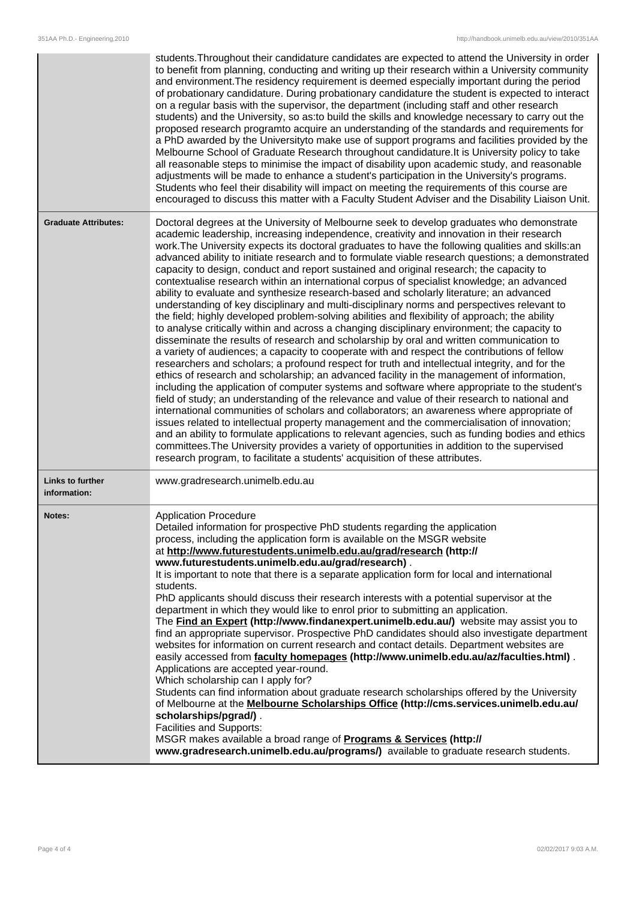| | |
|---|---|
| | students.Throughout their candidature candidates are expected to attend the University in order to benefit from planning, conducting and writing up their research within a University community and environment.The residency requirement is deemed especially important during the period of probationary candidature. During probationary candidature the student is expected to interact on a regular basis with the supervisor, the department (including staff and other research students) and the University, so as:to build the skills and knowledge necessary to carry out the proposed research programto acquire an understanding of the standards and requirements for a PhD awarded by the Universityto make use of support programs and facilities provided by the Melbourne School of Graduate Research throughout candidature.It is University policy to take all reasonable steps to minimise the impact of disability upon academic study, and reasonable adjustments will be made to enhance a student's participation in the University's programs. Students who feel their disability will impact on meeting the requirements of this course are encouraged to discuss this matter with a Faculty Student Adviser and the Disability Liaison Unit. |
| **Graduate Attributes:** | Doctoral degrees at the University of Melbourne seek to develop graduates who demonstrate academic leadership, increasing independence, creativity and innovation in their research work.The University expects its doctoral graduates to have the following qualities and skills:an advanced ability to initiate research and to formulate viable research questions; a demonstrated capacity to design, conduct and report sustained and original research; the capacity to contextualise research within an international corpus of specialist knowledge; an advanced ability to evaluate and synthesize research-based and scholarly literature; an advanced understanding of key disciplinary and multi-disciplinary norms and perspectives relevant to the field; highly developed problem-solving abilities and flexibility of approach; the ability to analyse critically within and across a changing disciplinary environment; the capacity to disseminate the results of research and scholarship by oral and written communication to a variety of audiences; a capacity to cooperate with and respect the contributions of fellow researchers and scholars; a profound respect for truth and intellectual integrity, and for the ethics of research and scholarship; an advanced facility in the management of information, including the application of computer systems and software where appropriate to the student's field of study; an understanding of the relevance and value of their research to national and international communities of scholars and collaborators; an awareness where appropriate of issues related to intellectual property management and the commercialisation of innovation; and an ability to formulate applications to relevant agencies, such as funding bodies and ethics committees.The University provides a variety of opportunities in addition to the supervised research program, to facilitate a students' acquisition of these attributes. |
| **Links to further information:** | www.gradresearch.unimelb.edu.au |
| **Notes:** | Application Procedure<br>Detailed information for prospective PhD students regarding the application process, including the application form is available on the MSGR website at **http://www.futurestudents.unimelb.edu.au/grad/research (http://www.futurestudents.unimelb.edu.au/grad/research)** .<br>It is important to note that there is a separate application form for local and international students.<br>PhD applicants should discuss their research interests with a potential supervisor at the department in which they would like to enrol prior to submitting an application.<br>The **Find an Expert (http://www.findanexpert.unimelb.edu.au/)** website may assist you to find an appropriate supervisor. Prospective PhD candidates should also investigate department websites for information on current research and contact details. Department websites are easily accessed from **faculty homepages (http://www.unimelb.edu.au/az/faculties.html)** .<br>Applications are accepted year-round.<br>Which scholarship can I apply for?<br>Students can find information about graduate research scholarships offered by the University of Melbourne at the **Melbourne Scholarships Office (http://cms.services.unimelb.edu.au/scholarships/pgrad/)** .<br>Facilities and Supports:<br>MSGR makes available a broad range of **Programs & Services (http://www.gradresearch.unimelb.edu.au/programs/)** available to graduate research students. |